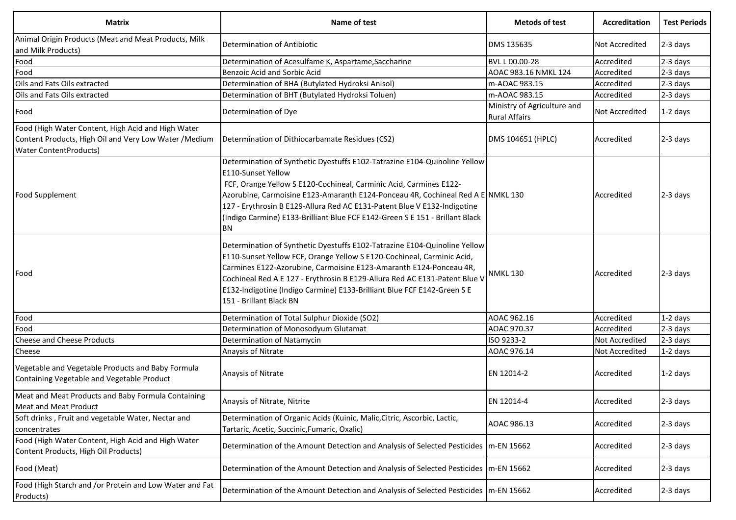| Matrix | Name of test | Metods of test | Accreditation | Test Periods |
|---|---|---|---|---|
| Animal Origin Products (Meat and Meat Products, Milk and Milk Products) | Determination of Antibiotic | DMS 135635 | Not Accredited | 2-3 days |
| Food | Determination of Acesulfame K, Aspartame,Saccharine | BVL L 00.00-28 | Accredited | 2-3 days |
| Food | Benzoic Acid and Sorbic Acid | AOAC 983.16 NMKL 124 | Accredited | 2-3 days |
| Oils and Fats Oils extracted | Determination of BHA (Butylated Hydroksi Anisol) | m-AOAC 983.15 | Accredited | 2-3 days |
| Oils and Fats Oils extracted | Determination of BHT (Butylated Hydroksi Toluen) | m-AOAC 983.15 | Accredited | 2-3 days |
| Food | Determination of Dye | Ministry of Agriculture and Rural Affairs | Not Accredited | 1-2 days |
| Food (High Water Content, High Acid and High Water Content Products, High Oil and Very Low Water /Medium Water ContentProducts) | Determination of Dithiocarbamate Residues (CS2) | DMS 104651 (HPLC) | Accredited | 2-3 days |
| Food Supplement | Determination of Synthetic Dyestuffs E102-Tatrazine E104-Quinoline Yellow E110-Sunset Yellow FCF, Orange Yellow S E120-Cochineal, Carminic Acid, Carmines E122-Azorubine, Carmoisine E123-Amaranth E124-Ponceau 4R, Cochineal Red A E 127 - Erythrosin B E129-Allura Red AC E131-Patent Blue V E132-Indigotine (Indigo Carmine) E133-Brilliant Blue FCF E142-Green S E 151 - Brillant Black BN | NMKL 130 | Accredited | 2-3 days |
| Food | Determination of Synthetic Dyestuffs E102-Tatrazine E104-Quinoline Yellow E110-Sunset Yellow FCF, Orange Yellow S E120-Cochineal, Carminic Acid, Carmines E122-Azorubine, Carmoisine E123-Amaranth E124-Ponceau 4R, Cochineal Red A E 127 - Erythrosin B E129-Allura Red AC E131-Patent Blue V E132-Indigotine (Indigo Carmine) E133-Brilliant Blue FCF E142-Green S E 151 - Brillant Black BN | NMKL 130 | Accredited | 2-3 days |
| Food | Determination of Total Sulphur Dioxide (SO2) | AOAC 962.16 | Accredited | 1-2 days |
| Food | Determination of Monosodyum Glutamat | AOAC 970.37 | Accredited | 2-3 days |
| Cheese and Cheese Products | Determination of Natamycin | ISO 9233-2 | Not Accredited | 2-3 days |
| Cheese | Anaysis of Nitrate | AOAC 976.14 | Not Accredited | 1-2 days |
| Vegetable and Vegetable Products and Baby Formula Containing Vegetable and Vegetable Product | Anaysis of Nitrate | EN 12014-2 | Accredited | 1-2 days |
| Meat and Meat Products and Baby Formula Containing Meat and Meat Product | Anaysis of Nitrate, Nitrite | EN 12014-4 | Accredited | 2-3 days |
| Soft drinks , Fruit and vegetable Water, Nectar and concentrates | Determination of Organic Acids (Kuinic, Malic,Citric, Ascorbic, Lactic, Tartaric, Acetic, Succinic,Fumaric, Oxalic) | AOAC 986.13 | Accredited | 2-3 days |
| Food (High Water Content, High Acid and High Water Content Products, High Oil Products) | Determination of the Amount Detection and Analysis of Selected Pesticides | m-EN 15662 | Accredited | 2-3 days |
| Food (Meat) | Determination of the Amount Detection and Analysis of Selected Pesticides | m-EN 15662 | Accredited | 2-3 days |
| Food (High Starch and /or Protein and Low Water and Fat Products) | Determination of the Amount Detection and Analysis of Selected Pesticides | m-EN 15662 | Accredited | 2-3 days |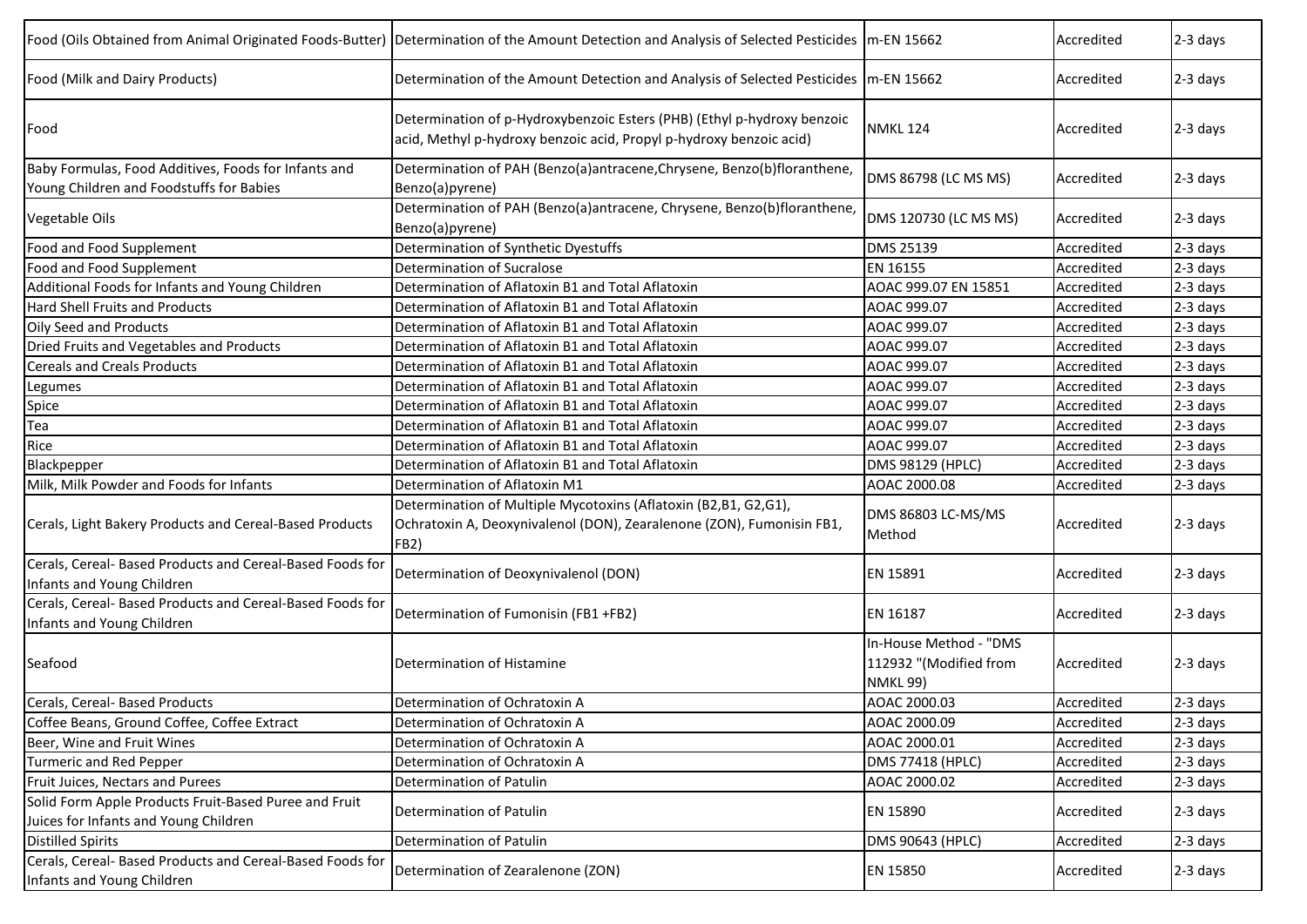| | | | | |
|---|---|---|---|---|
| Food (Oils Obtained from Animal Originated Foods-Butter) | Determination of the Amount Detection and Analysis of Selected Pesticides | m-EN 15662 | Accredited | 2-3 days |
| Food (Milk and Dairy Products) | Determination of the Amount Detection and Analysis of Selected Pesticides | m-EN 15662 | Accredited | 2-3 days |
| Food | Determination of p-Hydroxybenzoic Esters (PHB) (Ethyl p-hydroxy benzoic acid, Methyl p-hydroxy benzoic acid, Propyl p-hydroxy benzoic acid) | NMKL 124 | Accredited | 2-3 days |
| Baby Formulas, Food Additives, Foods for Infants and Young Children and Foodstuffs for Babies | Determination of PAH (Benzo(a)antracene,Chrysene, Benzo(b)floranthene, Benzo(a)pyrene) | DMS 86798 (LC MS MS) | Accredited | 2-3 days |
| Vegetable Oils | Determination of PAH (Benzo(a)antracene, Chrysene, Benzo(b)floranthene, Benzo(a)pyrene) | DMS 120730 (LC MS MS) | Accredited | 2-3 days |
| Food and Food Supplement | Determination of Synthetic Dyestuffs | DMS 25139 | Accredited | 2-3 days |
| Food and Food Supplement | Determination of Sucralose | EN 16155 | Accredited | 2-3 days |
| Additional Foods for Infants and Young Children | Determination of Aflatoxin B1 and Total Aflatoxin | AOAC 999.07 EN 15851 | Accredited | 2-3 days |
| Hard Shell Fruits and Products | Determination of Aflatoxin B1 and Total Aflatoxin | AOAC 999.07 | Accredited | 2-3 days |
| Oily Seed and Products | Determination of Aflatoxin B1 and Total Aflatoxin | AOAC 999.07 | Accredited | 2-3 days |
| Dried Fruits and Vegetables and Products | Determination of Aflatoxin B1 and Total Aflatoxin | AOAC 999.07 | Accredited | 2-3 days |
| Cereals and Creals Products | Determination of Aflatoxin B1 and Total Aflatoxin | AOAC 999.07 | Accredited | 2-3 days |
| Legumes | Determination of Aflatoxin B1 and Total Aflatoxin | AOAC 999.07 | Accredited | 2-3 days |
| Spice | Determination of Aflatoxin B1 and Total Aflatoxin | AOAC 999.07 | Accredited | 2-3 days |
| Tea | Determination of Aflatoxin B1 and Total Aflatoxin | AOAC 999.07 | Accredited | 2-3 days |
| Rice | Determination of Aflatoxin B1 and Total Aflatoxin | AOAC 999.07 | Accredited | 2-3 days |
| Blackpepper | Determination of Aflatoxin B1 and Total Aflatoxin | DMS 98129 (HPLC) | Accredited | 2-3 days |
| Milk, Milk Powder and Foods for Infants | Determination of Aflatoxin M1 | AOAC 2000.08 | Accredited | 2-3 days |
| Cerals, Light Bakery Products and Cereal-Based Products | Determination of Multiple Mycotoxins (Aflatoxin (B2,B1, G2,G1), Ochratoxin A, Deoxynivalenol (DON), Zearalenone (ZON), Fumonisin FB1, FB2) | DMS 86803 LC-MS/MS Method | Accredited | 2-3 days |
| Cerals, Cereal- Based Products and Cereal-Based Foods for Infants and Young Children | Determination of Deoxynivalenol (DON) | EN 15891 | Accredited | 2-3 days |
| Cerals, Cereal- Based Products and Cereal-Based Foods for Infants and Young Children | Determination of Fumonisin (FB1 +FB2) | EN 16187 | Accredited | 2-3 days |
| Seafood | Determination of Histamine | In-House Method - "DMS 112932 "(Modified from NMKL 99) | Accredited | 2-3 days |
| Cerals, Cereal- Based Products | Determination of Ochratoxin A | AOAC 2000.03 | Accredited | 2-3 days |
| Coffee Beans, Ground Coffee, Coffee Extract | Determination of Ochratoxin A | AOAC 2000.09 | Accredited | 2-3 days |
| Beer, Wine and Fruit Wines | Determination of Ochratoxin A | AOAC 2000.01 | Accredited | 2-3 days |
| Turmeric and Red Pepper | Determination of Ochratoxin A | DMS 77418 (HPLC) | Accredited | 2-3 days |
| Fruit Juices, Nectars and Purees | Determination of Patulin | AOAC 2000.02 | Accredited | 2-3 days |
| Solid Form Apple Products Fruit-Based Puree and Fruit Juices for Infants and Young Children | Determination of Patulin | EN 15890 | Accredited | 2-3 days |
| Distilled Spirits | Determination of Patulin | DMS 90643 (HPLC) | Accredited | 2-3 days |
| Cerals, Cereal- Based Products and Cereal-Based Foods for Infants and Young Children | Determination of Zearalenone (ZON) | EN 15850 | Accredited | 2-3 days |